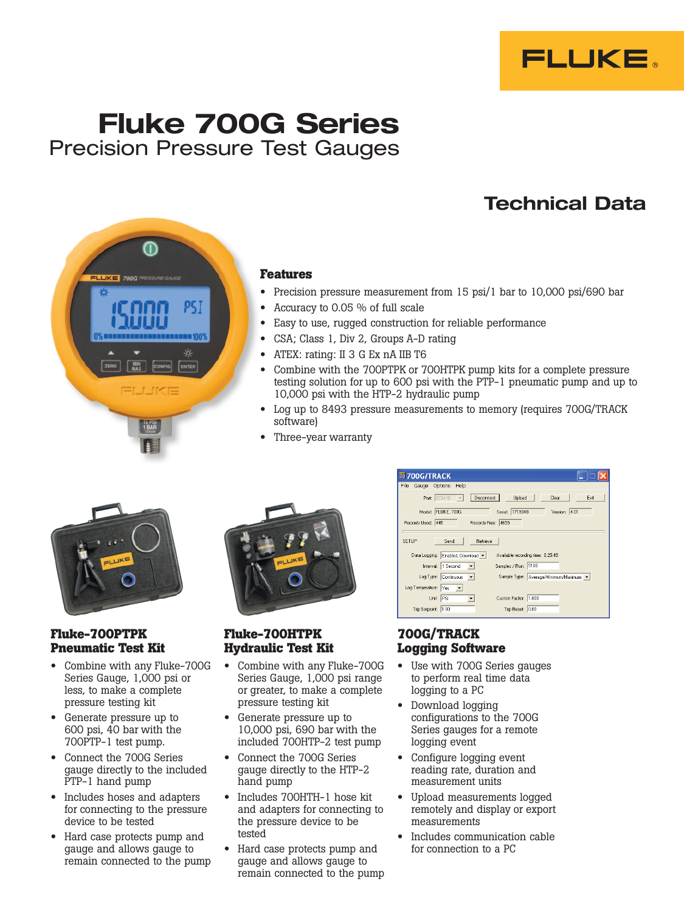FLUKE

# Fluke 700G Series

## Precision Pressure Test Gauges

## Technical Data

### Features

- Precision pressure measurement from 15 psi/1 bar to 10,000 psi/690 bar
- Accuracy to 0.05 % of full scale
- Easy to use, rugged construction for reliable performance
- CSA; Class 1, Div 2, Groups A-D rating
- ATEX: rating: II 3 G Ex nA IIB T6
- Combine with the 700PTPK or 700HTPK pump kits for a complete pressure testing solution for up to 600 psi with the PTP-1 pneumatic pump and up to 10,000 psi with the HTP-2 hydraulic pump
- Log up to 8493 pressure measurements to memory (requires 700G/TRACK software)
- Three-year warranty

### Fluke-700PTPK Pneumatic Test Kit

- Combine with any Fluke-700G Series Gauge, 1,000 psi or less, to make a complete pressure testing kit
- Generate pressure up to 600 psi, 40 bar with the 700PTP-1 test pump.
- Connect the 700G Series gauge directly to the included PTP-1 hand pump
- Includes hoses and adapters for connecting to the pressure device to be tested
- Hard case protects pump and gauge and allows gauge to remain connected to the pump

### Fluke-700HTPK Hydraulic Test Kit

- Combine with any Fluke-700G Series Gauge, 1,000 psi range or greater, to make a complete pressure testing kit
- Generate pressure up to 10,000 psi, 690 bar with the included 700HTP-2 test pump
- Connect the 700G Series gauge directly to the HTP-2 hand pump
- Includes 700HTH-1 hose kit and adapters for connecting to the pressure device to be tested
- Hard case protects pump and gauge and allows gauge to remain connected to the pump

### 700G/TRACK Logging Software

- Use with 700G Series gauges to perform real time data logging to a PC
- Download logging configurations to the 700G Series gauges for a remote logging event
- Configure logging event reading rate, duration and measurement units
- Upload measurements logged remotely and display or export measurements
- Includes communication cable for connection to a PC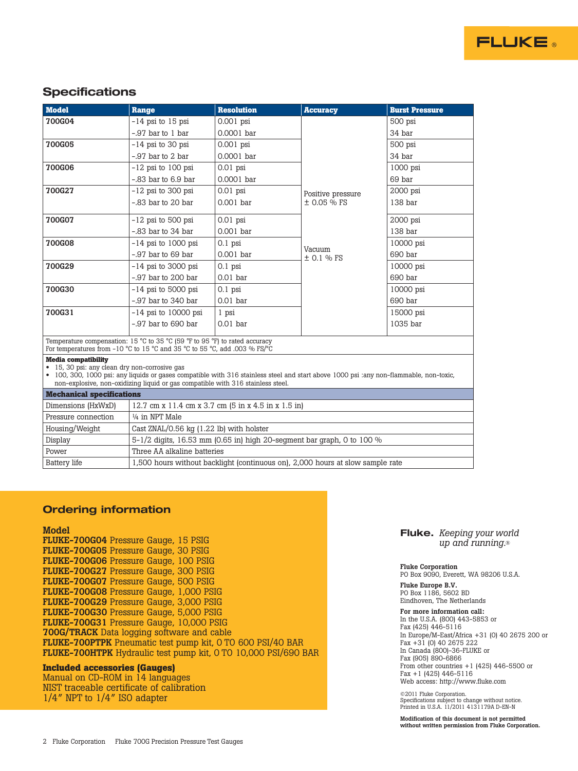## Specifications

| Model | Range | Resolution | Accuracy | Burst Pressure |
|---|---|---|---|---|
| **700G04** | -14 psi to 15 psi | 0.001 psi | Positive pressure ± 0.05 % FS<br>Vacuum ± 0.1 % FS | 500 psi |
| | -.97 bar to 1 bar | 0.0001 bar | | 34 bar |
| **700G05** | -14 psi to 30 psi | 0.001 psi | | 500 psi |
| | -.97 bar to 2 bar | 0.0001 bar | | 34 bar |
| **700G06** | -12 psi to 100 psi | 0.01 psi | | 1000 psi |
| | -.83 bar to 6.9 bar | 0.0001 bar | | 69 bar |
| **700G27** | -12 psi to 300 psi | 0.01 psi | | 2000 psi |
| | -.83 bar to 20 bar | 0.001 bar | | 138 bar |
| **700G07** | -12 psi to 500 psi | 0.01 psi | | 2000 psi |
| | -.83 bar to 34 bar | 0.001 bar | | 138 bar |
| **700G08** | -14 psi to 1000 psi | 0.1 psi | | 10000 psi |
| | -.97 bar to 69 bar | 0.001 bar | | 690 bar |
| **700G29** | -14 psi to 3000 psi | 0.1 psi | | 10000 psi |
| | -.97 bar to 200 bar | 0.01 bar | | 690 bar |
| **700G30** | -14 psi to 5000 psi | 0.1 psi | | 10000 psi |
| | -.97 bar to 340 bar | 0.01 bar | | 690 bar |
| **700G31** | -14 psi to 10000 psi | 1 psi | | 15000 psi |
| | -.97 bar to 690 bar | 0.01 bar | | 1035 bar |

Temperature compensation: 15 °C to 35 °C (59 °F to 95 °F) to rated accuracy
For temperatures from -10 °C to 15 °C and 35 °C to 55 °C, add .003 % FS/°C

**Media compatibility**
- 15, 30 psi: any clean dry non-corrosive gas
- 100, 300, 1000 psi: any liquids or gases compatible with 316 stainless steel and start above 1000 psi :any non-flammable, non-toxic, non-explosive, non-oxidizing liquid or gas compatible with 316 stainless steel.

| **Mechanical specifications** | |
|---|---|
| Dimensions (HxWxD) | 12.7 cm x 11.4 cm x 3.7 cm (5 in x 4.5 in x 1.5 in) |
| Pressure connection | ¼ in NPT Male |
| Housing/Weight | Cast ZNAL/0.56 kg (1.22 lb) with holster |
| Display | 5-1/2 digits, 16.53 mm (0.65 in) high 20-segment bar graph, 0 to 100 % |
| Power | Three AA alkaline batteries |
| Battery life | 1,500 hours without backlight (continuous on), 2,000 hours at slow sample rate |

## Ordering information

**Model**
**FLUKE-700G04** Pressure Gauge, 15 PSIG
**FLUKE-700G05** Pressure Gauge, 30 PSIG
**FLUKE-700G06** Pressure Gauge, 100 PSIG
**FLUKE-700G27** Pressure Gauge, 300 PSIG
**FLUKE-700G07** Pressure Gauge, 500 PSIG
**FLUKE-700G08** Pressure Gauge, 1,000 PSIG
**FLUKE-700G29** Pressure Gauge, 3,000 PSIG
**FLUKE-700G30** Pressure Gauge, 5,000 PSIG
**FLUKE-700G31** Pressure Gauge, 10,000 PSIG
**700G/TRACK** Data logging software and cable
**FLUKE-700PTPK** Pneumatic test pump kit, 0 TO 600 PSI/40 BAR
**FLUKE-700HTPK** Hydraulic test pump kit, 0 TO 10,000 PSI/690 BAR

**Included accessories (Gauges)**
Manual on CD-ROM in 14 languages
NIST traceable certificate of calibration
1/4″ NPT to 1/4″ ISO adapter

**Fluke.** *Keeping your world up and running.®*

**Fluke Corporation**
PO Box 9090, Everett, WA 98206 U.S.A.

**Fluke Europe B.V.**
PO Box 1186, 5602 BD
Eindhoven, The Netherlands

**For more information call:**
In the U.S.A. (800) 443-5853 or
Fax (425) 446-5116
In Europe/M-East/Africa +31 (0) 40 2675 200 or
Fax +31 (0) 40 2675 222
In Canada (800)-36-FLUKE or
Fax (905) 890-6866
From other countries +1 (425) 446-5500 or
Fax +1 (425) 446-5116
Web access: http://www.fluke.com

©2011 Fluke Corporation.
Specifications subject to change without notice.
Printed in U.S.A. 11/2011 4131179A D-EN-N

**Modification of this document is not permitted without written permission from Fluke Corporation.**